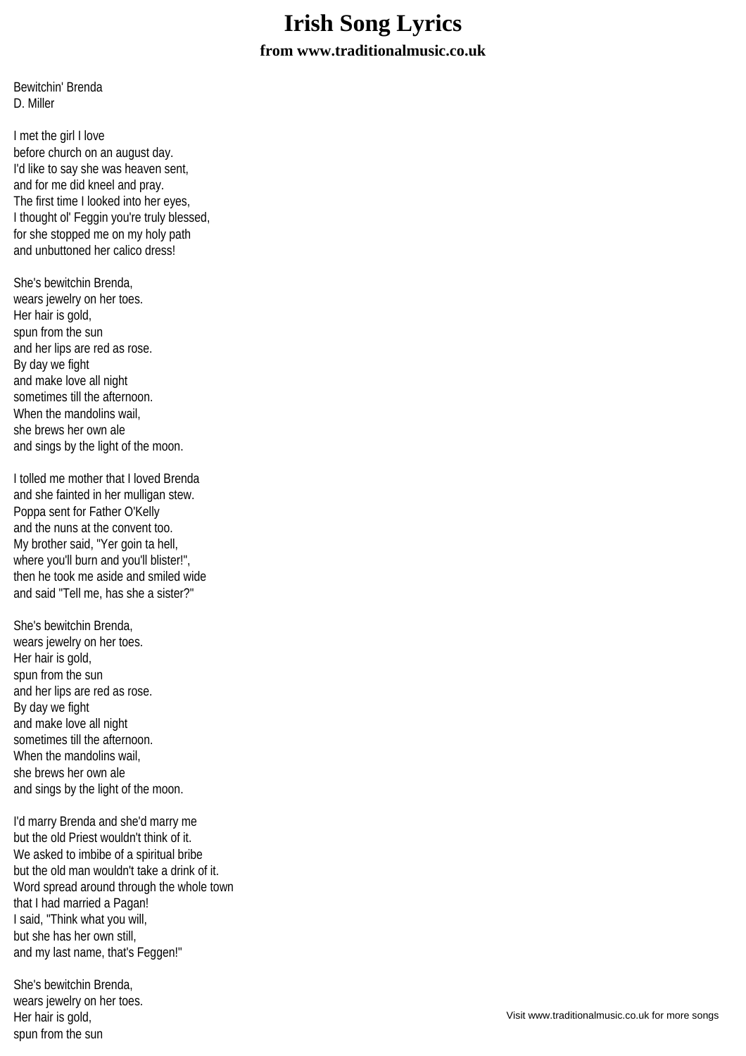# Irish Song Lyrics

### from www.traditionalmusic.co.uk

Bewitchin' Brenda
D. Miller

I met the girl I love
before church on an august day.
I'd like to say she was heaven sent,
and for me did kneel and pray.
The first time I looked into her eyes,
I thought ol' Feggin you're truly blessed,
for she stopped me on my holy path
and unbuttoned her calico dress!

She's bewitchin Brenda,
wears jewelry on her toes.
Her hair is gold,
spun from the sun
and her lips are red as rose.
By day we fight
and make love all night
sometimes till the afternoon.
When the mandolins wail,
she brews her own ale
and sings by the light of the moon.

I tolled me mother that I loved Brenda
and she fainted in her mulligan stew.
Poppa sent for Father O'Kelly
and the nuns at the convent too.
My brother said, "Yer goin ta hell,
where you'll burn and you'll blister!",
then he took me aside and smiled wide
and said "Tell me, has she a sister?"

She's bewitchin Brenda,
wears jewelry on her toes.
Her hair is gold,
spun from the sun
and her lips are red as rose.
By day we fight
and make love all night
sometimes till the afternoon.
When the mandolins wail,
she brews her own ale
and sings by the light of the moon.

I'd marry Brenda and she'd marry me
but the old Priest wouldn't think of it.
We asked to imbibe of a spiritual bribe
but the old man wouldn't take a drink of it.
Word spread around through the whole town
that I had married a Pagan!
I said, "Think what you will,
but she has her own still,
and my last name, that's Feggen!"

She's bewitchin Brenda,
wears jewelry on her toes.
Her hair is gold,
spun from the sun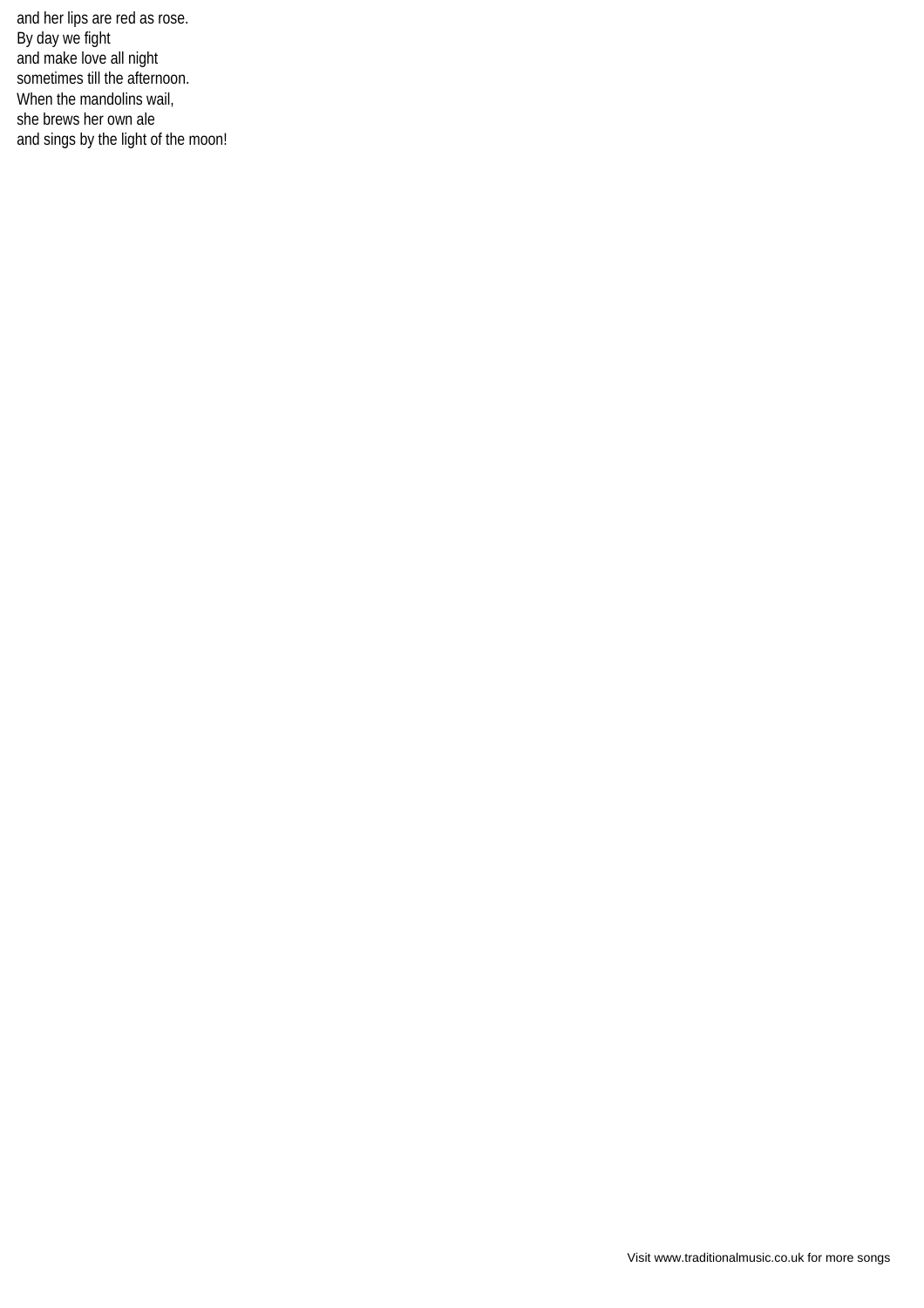and her lips are red as rose.
By day we fight
and make love all night
sometimes till the afternoon.
When the mandolins wail,
she brews her own ale
and sings by the light of the moon!